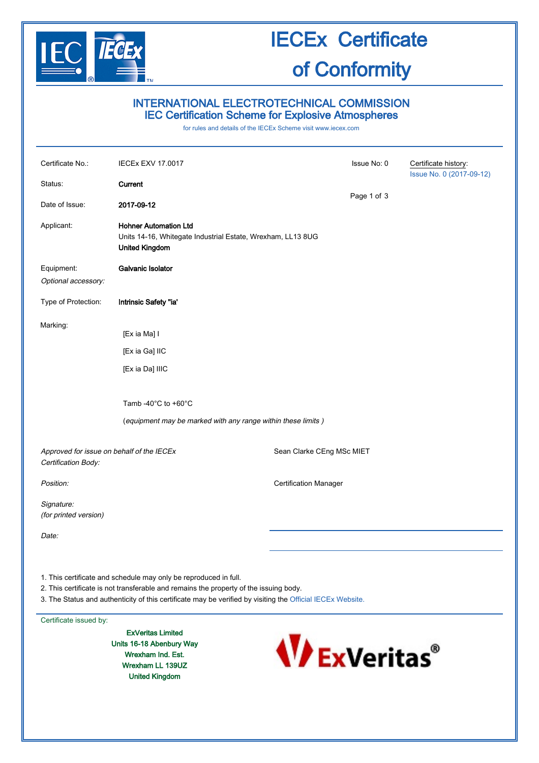# IECEx Certificate of Conformity

## INTERNATIONAL ELECTROTECHNICAL COMMISSION
## IEC Certification Scheme for Explosive Atmospheres

for rules and details of the IECEx Scheme visit www.iecex.com

| | | | |
|---|---|---|---|
| Certificate No.: | IECEx EXV 17.0017 | Issue No: 0 | Certificate history: Issue No. 0 (2017-09-12) |
| Status: | **Current** | | |
| Date of Issue: | **2017-09-12** | | |
| Applicant: | **Hohner Automation Ltd**<br>Units 14-16, Whitegate Industrial Estate, Wrexham, LL13 8UG<br>**United Kingdom** | | |
| Equipment: | **Galvanic Isolator** | | |
| *Optional accessory:* | | | |
| Type of Protection: | **Intrinsic Safety "ia'** | | |

Marking:

[Ex ia Ma] I

[Ex ia Ga] IIC

[Ex ia Da] IIIC

Tamb -40°C to +60°C

(*equipment may be marked with any range within these limits* )

| | |
|---|---|
| *Approved for issue on behalf of the IECEx Certification Body:* | Sean Clarke CEng MSc MIET |
| *Position:* | Certification Manager |
| *Signature: (for printed version)* | |
| *Date:* | |

1. This certificate and schedule may only be reproduced in full.
2. This certificate is not transferable and remains the property of the issuing body.
3. The Status and authenticity of this certificate may be verified by visiting the Official IECEx Website.

Certificate issued by:

**ExVeritas Limited**
**Units 16-18 Abenbury Way**
**Wrexham Ind. Est.**
**Wrexham LL 139UZ**
**United Kingdom**

ExVeritas®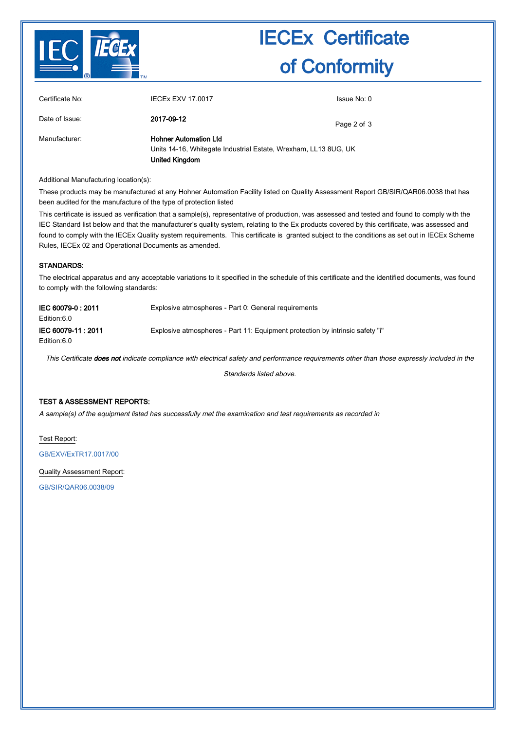# IECEx Certificate of Conformity

| | | |
|---|---|---|
| Certificate No: | IECEx EXV 17.0017 | Issue No: 0 |
| Date of Issue: | **2017-09-12** | |
| Manufacturer: | **Hohner Automation Ltd**<br>Units 14-16, Whitegate Industrial Estate, Wrexham, LL13 8UG, UK<br>**United Kingdom** | |

Additional Manufacturing location(s):

These products may be manufactured at any Hohner Automation Facility listed on Quality Assessment Report GB/SIR/QAR06.0038 that has been audited for the manufacture of the type of protection listed

This certificate is issued as verification that a sample(s), representative of production, was assessed and tested and found to comply with the IEC Standard list below and that the manufacturer's quality system, relating to the Ex products covered by this certificate, was assessed and found to comply with the IECEx Quality system requirements. This certificate is granted subject to the conditions as set out in IECEx Scheme Rules, IECEx 02 and Operational Documents as amended.

## STANDARDS:

The electrical apparatus and any acceptable variations to it specified in the schedule of this certificate and the identified documents, was found to comply with the following standards:

| | |
|---|---|
| **IEC 60079-0 : 2011**<br>Edition:6.0 | Explosive atmospheres - Part 0: General requirements |
| **IEC 60079-11 : 2011**<br>Edition:6.0 | Explosive atmospheres - Part 11: Equipment protection by intrinsic safety "i" |

*This Certificate **does not** indicate compliance with electrical safety and performance requirements other than those expressly included in the Standards listed above.*

## TEST & ASSESSMENT REPORTS:

*A sample(s) of the equipment listed has successfully met the examination and test requirements as recorded in*

Test Report:

GB/EXV/ExTR17.0017/00

Quality Assessment Report:

GB/SIR/QAR06.0038/09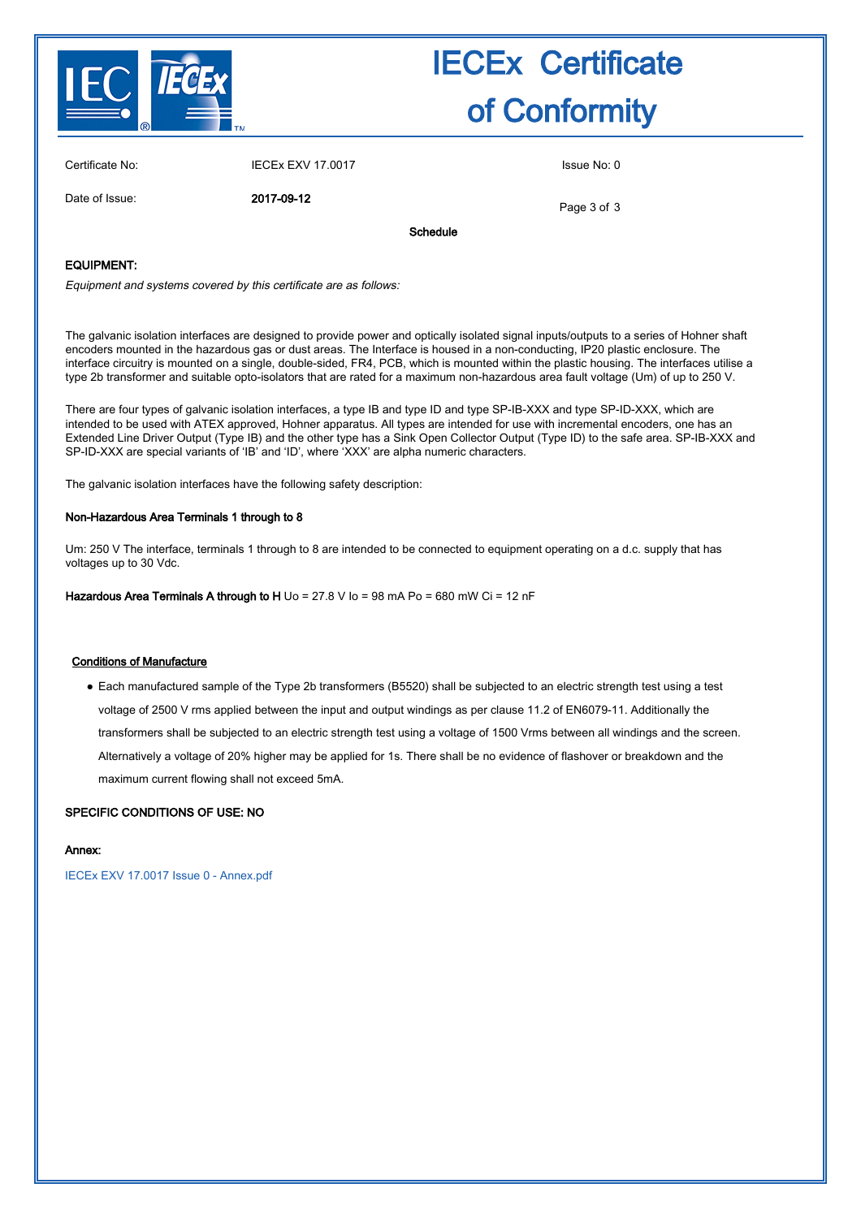# IECEx Certificate of Conformity

Certificate No: IECEx EXV 17.0017

Issue No: 0

Date of Issue: **2017-09-12**

**Schedule**

**EQUIPMENT:**

*Equipment and systems covered by this certificate are as follows:*

The galvanic isolation interfaces are designed to provide power and optically isolated signal inputs/outputs to a series of Hohner shaft encoders mounted in the hazardous gas or dust areas. The Interface is housed in a non-conducting, IP20 plastic enclosure. The interface circuitry is mounted on a single, double-sided, FR4, PCB, which is mounted within the plastic housing. The interfaces utilise a type 2b transformer and suitable opto-isolators that are rated for a maximum non-hazardous area fault voltage (Um) of up to 250 V.

There are four types of galvanic isolation interfaces, a type IB and type ID and type SP-IB-XXX and type SP-ID-XXX, which are intended to be used with ATEX approved, Hohner apparatus. All types are intended for use with incremental encoders, one has an Extended Line Driver Output (Type IB) and the other type has a Sink Open Collector Output (Type ID) to the safe area. SP-IB-XXX and SP-ID-XXX are special variants of 'IB' and 'ID', where 'XXX' are alpha numeric characters.

The galvanic isolation interfaces have the following safety description:

**Non-Hazardous Area Terminals 1 through to 8**

Um: 250 V The interface, terminals 1 through to 8 are intended to be connected to equipment operating on a d.c. supply that has voltages up to 30 Vdc.

**Hazardous Area Terminals A through to H** Uo = 27.8 V Io = 98 mA Po = 680 mW Ci = 12 nF

**Conditions of Manufacture**

- Each manufactured sample of the Type 2b transformers (B5520) shall be subjected to an electric strength test using a test voltage of 2500 V rms applied between the input and output windings as per clause 11.2 of EN6079-11. Additionally the transformers shall be subjected to an electric strength test using a voltage of 1500 Vrms between all windings and the screen. Alternatively a voltage of 20% higher may be applied for 1s. There shall be no evidence of flashover or breakdown and the maximum current flowing shall not exceed 5mA.

**SPECIFIC CONDITIONS OF USE: NO**

**Annex:**

IECEx EXV 17.0017 Issue 0 - Annex.pdf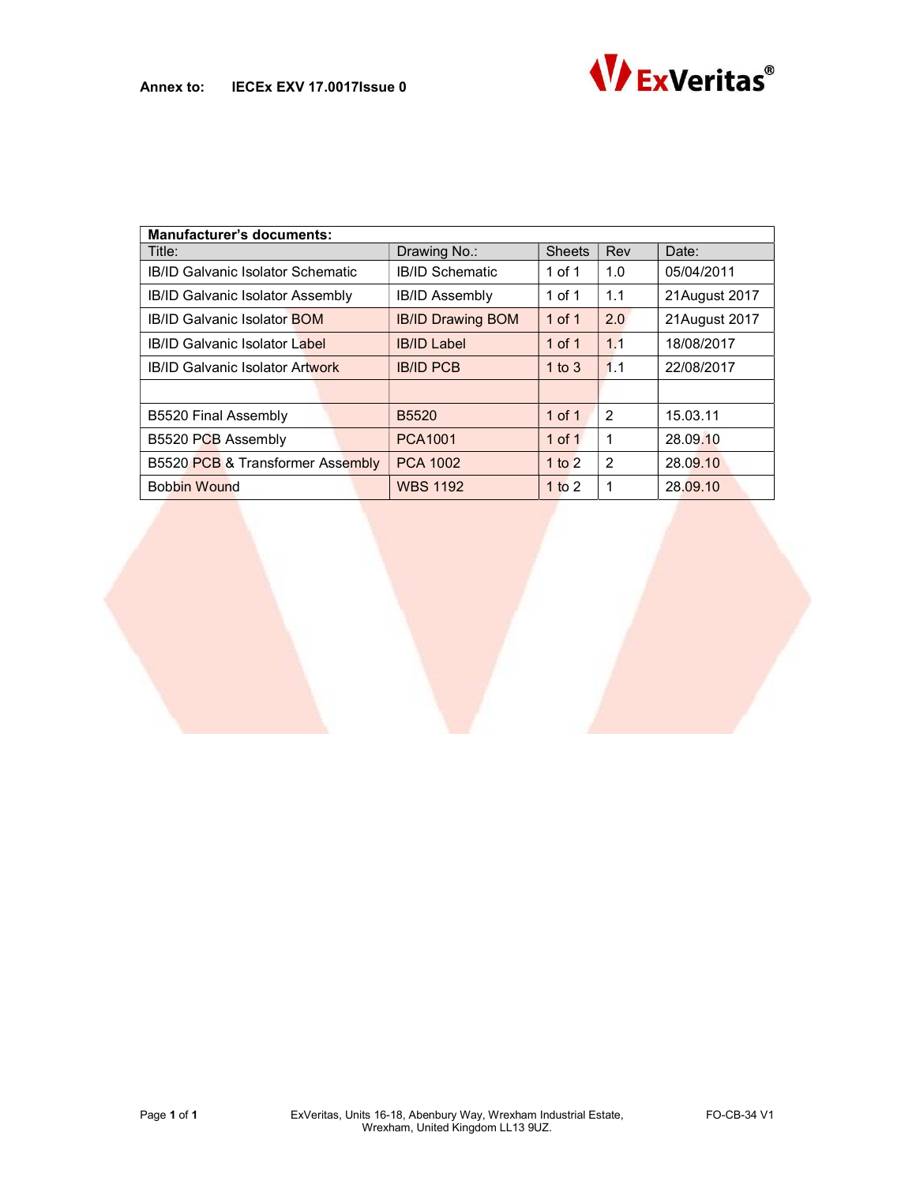**Annex to: IECEx EXV 17.0017Issue 0**

| Manufacturer's documents: | | | | |
|---|---|---|---|---|
| Title: | Drawing No.: | Sheets | Rev | Date: |
| IB/ID Galvanic Isolator Schematic | IB/ID Schematic | 1 of 1 | 1.0 | 05/04/2011 |
| IB/ID Galvanic Isolator Assembly | IB/ID Assembly | 1 of 1 | 1.1 | 21August 2017 |
| IB/ID Galvanic Isolator BOM | IB/ID Drawing BOM | 1 of 1 | 2.0 | 21August 2017 |
| IB/ID Galvanic Isolator Label | IB/ID Label | 1 of 1 | 1.1 | 18/08/2017 |
| IB/ID Galvanic Isolator Artwork | IB/ID PCB | 1 to 3 | 1.1 | 22/08/2017 |
| | | | | |
| B5520 Final Assembly | B5520 | 1 of 1 | 2 | 15.03.11 |
| B5520 PCB Assembly | PCA1001 | 1 of 1 | 1 | 28.09.10 |
| B5520 PCB & Transformer Assembly | PCA 1002 | 1 to 2 | 2 | 28.09.10 |
| Bobbin Wound | WBS 1192 | 1 to 2 | 1 | 28.09.10 |

ExVeritas, Units 16-18, Abenbury Way, Wrexham Industrial Estate, Wrexham, United Kingdom LL13 9UZ.

FO-CB-34 V1